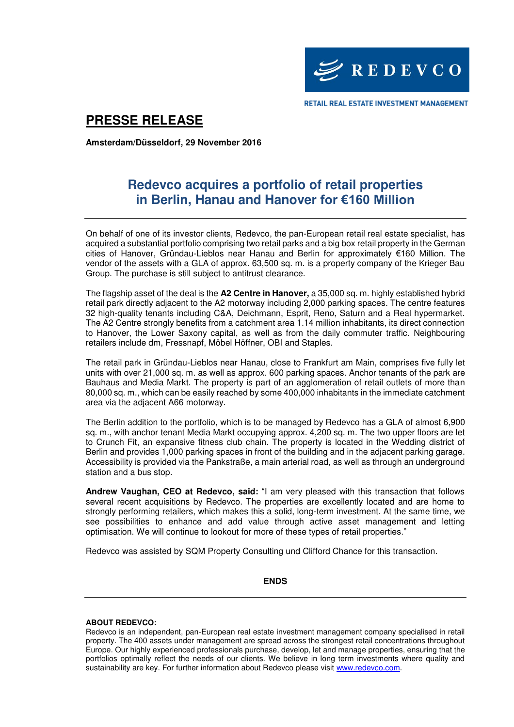REDEVCO

RETAIL REAL ESTATE INVESTMENT MANAGEMENT

# PRESSE RELEASE

**Amsterdam/Düsseldorf, 29 November 2016**

## Redevco acquires a portfolio of retail properties in Berlin, Hanau and Hanover for €160 Million

On behalf of one of its investor clients, Redevco, the pan-European retail real estate specialist, has acquired a substantial portfolio comprising two retail parks and a big box retail property in the German cities of Hanover, Gründau-Lieblos near Hanau and Berlin for approximately €160 Million. The vendor of the assets with a GLA of approx. 63,500 sq. m. is a property company of the Krieger Bau Group. The purchase is still subject to antitrust clearance.

The flagship asset of the deal is the **A2 Centre in Hanover,** a 35,000 sq. m. highly established hybrid retail park directly adjacent to the A2 motorway including 2,000 parking spaces. The centre features 32 high-quality tenants including C&A, Deichmann, Esprit, Reno, Saturn and a Real hypermarket. The A2 Centre strongly benefits from a catchment area 1.14 million inhabitants, its direct connection to Hanover, the Lower Saxony capital, as well as from the daily commuter traffic. Neighbouring retailers include dm, Fressnapf, Möbel Höffner, OBI and Staples.

The retail park in Gründau-Lieblos near Hanau, close to Frankfurt am Main, comprises five fully let units with over 21,000 sq. m. as well as approx. 600 parking spaces. Anchor tenants of the park are Bauhaus and Media Markt. The property is part of an agglomeration of retail outlets of more than 80,000 sq. m., which can be easily reached by some 400,000 inhabitants in the immediate catchment area via the adjacent A66 motorway.

The Berlin addition to the portfolio, which is to be managed by Redevco has a GLA of almost 6,900 sq. m., with anchor tenant Media Markt occupying approx. 4,200 sq. m. The two upper floors are let to Crunch Fit, an expansive fitness club chain. The property is located in the Wedding district of Berlin and provides 1,000 parking spaces in front of the building and in the adjacent parking garage. Accessibility is provided via the Pankstraße, a main arterial road, as well as through an underground station and a bus stop.

**Andrew Vaughan, CEO at Redevco, said:** "I am very pleased with this transaction that follows several recent acquisitions by Redevco. The properties are excellently located and are home to strongly performing retailers, which makes this a solid, long-term investment. At the same time, we see possibilities to enhance and add value through active asset management and letting optimisation. We will continue to lookout for more of these types of retail properties."

Redevco was assisted by SQM Property Consulting und Clifford Chance for this transaction.

**ENDS**

---

**ABOUT REDEVCO:**

Redevco is an independent, pan-European real estate investment management company specialised in retail property. The 400 assets under management are spread across the strongest retail concentrations throughout Europe. Our highly experienced professionals purchase, develop, let and manage properties, ensuring that the portfolios optimally reflect the needs of our clients. We believe in long term investments where quality and sustainability are key. For further information about Redevco please visit www.redevco.com.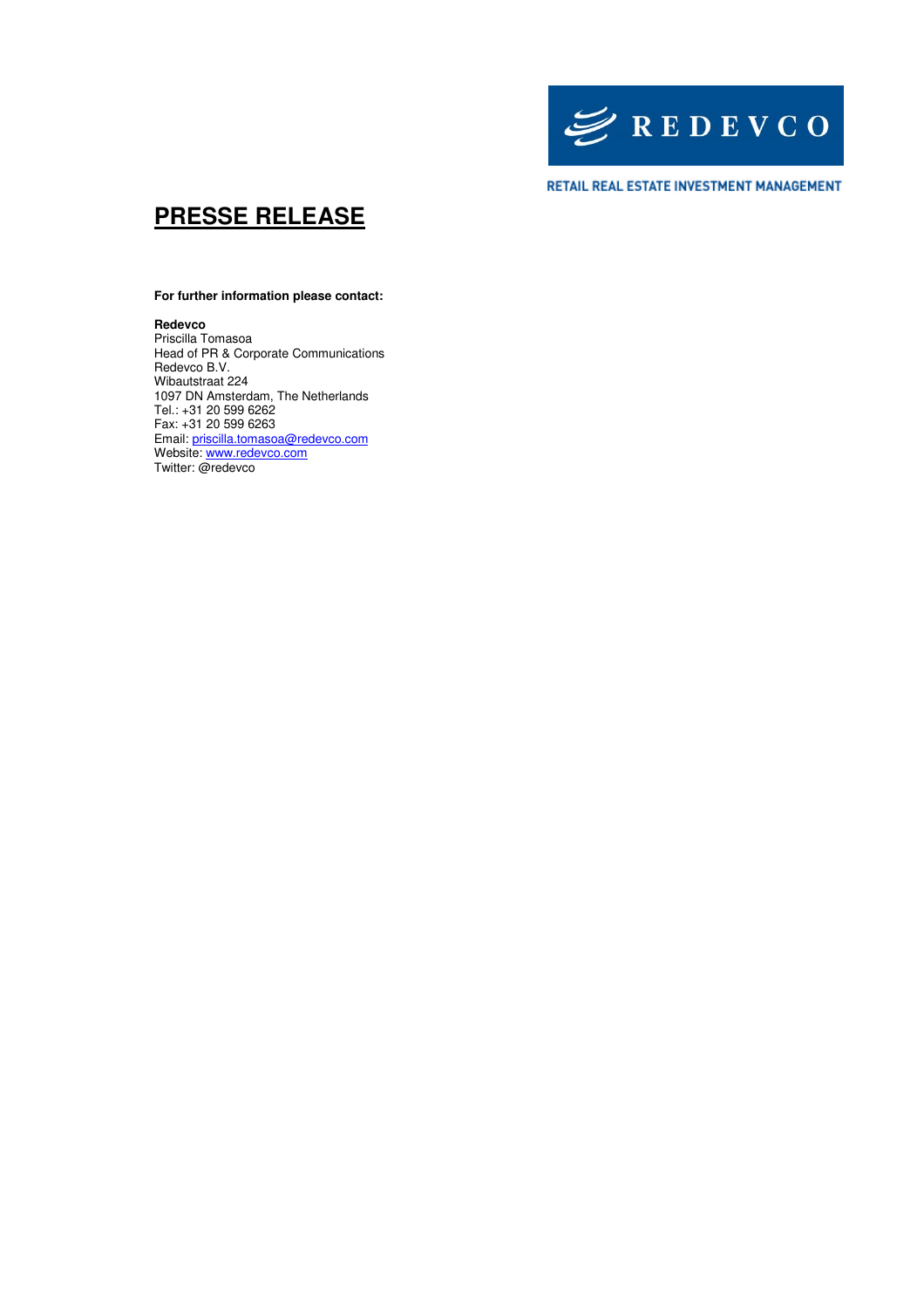REDEVCO

RETAIL REAL ESTATE INVESTMENT MANAGEMENT

# PRESSE RELEASE

**For further information please contact:**

**Redevco**
Priscilla Tomasoa
Head of PR & Corporate Communications
Redevco B.V.
Wibautstraat 224
1097 DN Amsterdam, The Netherlands
Tel.: +31 20 599 6262
Fax: +31 20 599 6263
Email: priscilla.tomasoa@redevco.com
Website: www.redevco.com
Twitter: @redevco